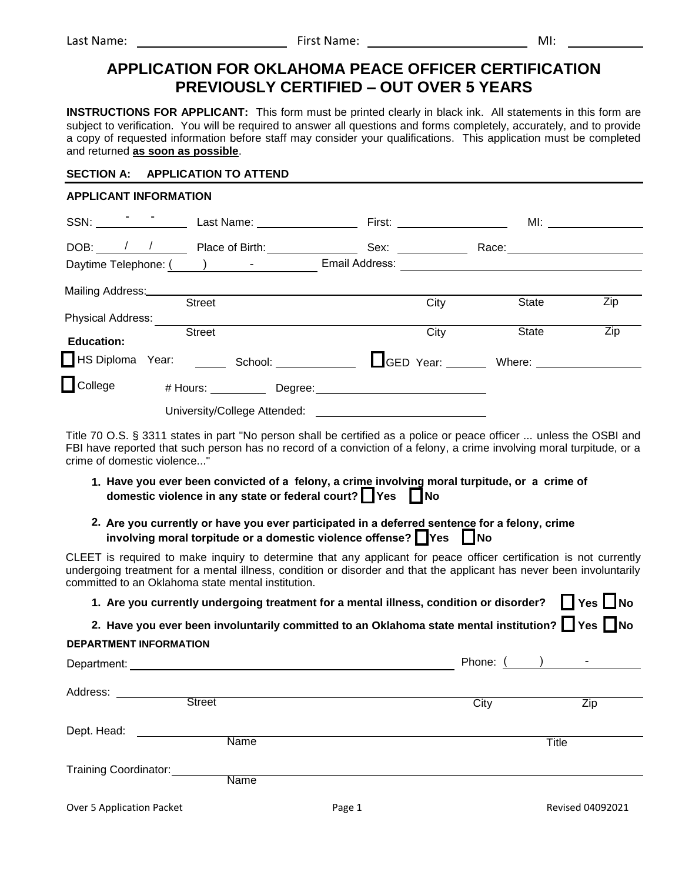Last Name: ____________ First Name: ____________ MI: ______

# APPLICATION FOR OKLAHOMA PEACE OFFICER CERTIFICATION PREVIOUSLY CERTIFIED – OUT OVER 5 YEARS

**INSTRUCTIONS FOR APPLICANT:** This form must be printed clearly in black ink. All statements in this form are subject to verification. You will be required to answer all questions and forms completely, accurately, and to provide a copy of requested information before staff may consider your qualifications. This application must be completed and returned **as soon as possible**.

## SECTION A: APPLICATION TO ATTEND

### APPLICANT INFORMATION

SSN: ___ - ___ - ___ Last Name: ____________ First: ____________ MI: ______

DOB: ___ / ___ / ___ Place of Birth: ____________ Sex: ________ Race: ____________

Daytime Telephone: ( ___ ) ___ - ______ Email Address: ____________________

Mailing Address: ____________________
Street City State Zip

Physical Address: ____________________
Street City State Zip

**Education:**

☐ HS Diploma Year: ______ School: ____________ ☐ GED Year: ______ Where: ____________

☐ College # Hours: ______ Degree: ____________

University/College Attended: ____________________

Title 70 O.S. § 3311 states in part "No person shall be certified as a police or peace officer ... unless the OSBI and FBI have reported that such person has no record of a conviction of a felony, a crime involving moral turpitude, or a crime of domestic violence..."

1. **Have you ever been convicted of a felony, a crime involving moral turpitude, or a crime of domestic violence in any state or federal court?** ☐ **Yes** ☐ **No**
2. **Are you currently or have you ever participated in a deferred sentence for a felony, crime involving moral torpitude or a domestic violence offense?** ☐ **Yes** ☐ **No**

CLEET is required to make inquiry to determine that any applicant for peace officer certification is not currently undergoing treatment for a mental illness, condition or disorder and that the applicant has never been involuntarily committed to an Oklahoma state mental institution.

1. **Are you currently undergoing treatment for a mental illness, condition or disorder?** ☐ **Yes** ☐ **No**
2. **Have you ever been involuntarily committed to an Oklahoma state mental institution?** ☐ **Yes** ☐ **No**

### DEPARTMENT INFORMATION

Department: ____________________ Phone: ( ___ ) ___ - ______

Address: ____________________
Street City Zip

Dept. Head: ____________________
Name Title

Training Coordinator: ____________________
Name

Over 5 Application Packet Revised 04092021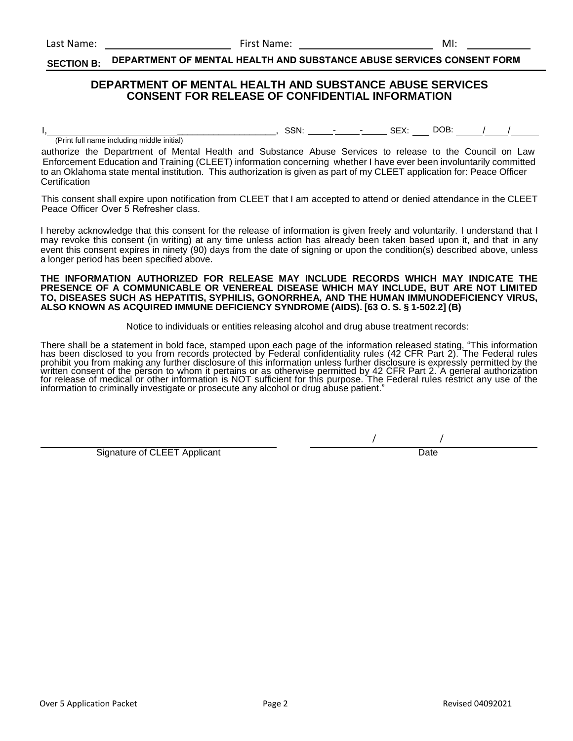Last Name: ____________________ First Name: ____________________ MI: __________

**SECTION B: DEPARTMENT OF MENTAL HEALTH AND SUBSTANCE ABUSE SERVICES CONSENT FORM**

## DEPARTMENT OF MENTAL HEALTH AND SUBSTANCE ABUSE SERVICES CONSENT FOR RELEASE OF CONFIDENTIAL INFORMATION

I, ________________________________________, SSN: _____-_____-_____ SEX: ___ DOB: _____/_____/_____
(Print full name including middle initial)

authorize the Department of Mental Health and Substance Abuse Services to release to the Council on Law Enforcement Education and Training (CLEET) information concerning whether I have ever been involuntarily committed to an Oklahoma state mental institution. This authorization is given as part of my CLEET application for: Peace Officer Certification

This consent shall expire upon notification from CLEET that I am accepted to attend or denied attendance in the CLEET Peace Officer Over 5 Refresher class.

I hereby acknowledge that this consent for the release of information is given freely and voluntarily. I understand that I may revoke this consent (in writing) at any time unless action has already been taken based upon it, and that in any event this consent expires in ninety (90) days from the date of signing or upon the condition(s) described above, unless a longer period has been specified above.

**THE INFORMATION AUTHORIZED FOR RELEASE MAY INCLUDE RECORDS WHICH MAY INDICATE THE PRESENCE OF A COMMUNICABLE OR VENEREAL DISEASE WHICH MAY INCLUDE, BUT ARE NOT LIMITED TO, DISEASES SUCH AS HEPATITIS, SYPHILIS, GONORRHEA, AND THE HUMAN IMMUNODEFICIENCY VIRUS, ALSO KNOWN AS ACQUIRED IMMUNE DEFICIENCY SYNDROME (AIDS). [63 O. S. § 1-502.2] (B)**

Notice to individuals or entities releasing alcohol and drug abuse treatment records:

There shall be a statement in bold face, stamped upon each page of the information released stating, "This information has been disclosed to you from records protected by Federal confidentiality rules (42 CFR Part 2). The Federal rules prohibit you from making any further disclosure of this information unless further disclosure is expressly permitted by the written consent of the person to whom it pertains or as otherwise permitted by 42 CFR Part 2. A general authorization for release of medical or other information is NOT sufficient for this purpose. The Federal rules restrict any use of the information to criminally investigate or prosecute any alcohol or drug abuse patient."

________________________________ Signature of CLEET Applicant

_____/_____/_____ Date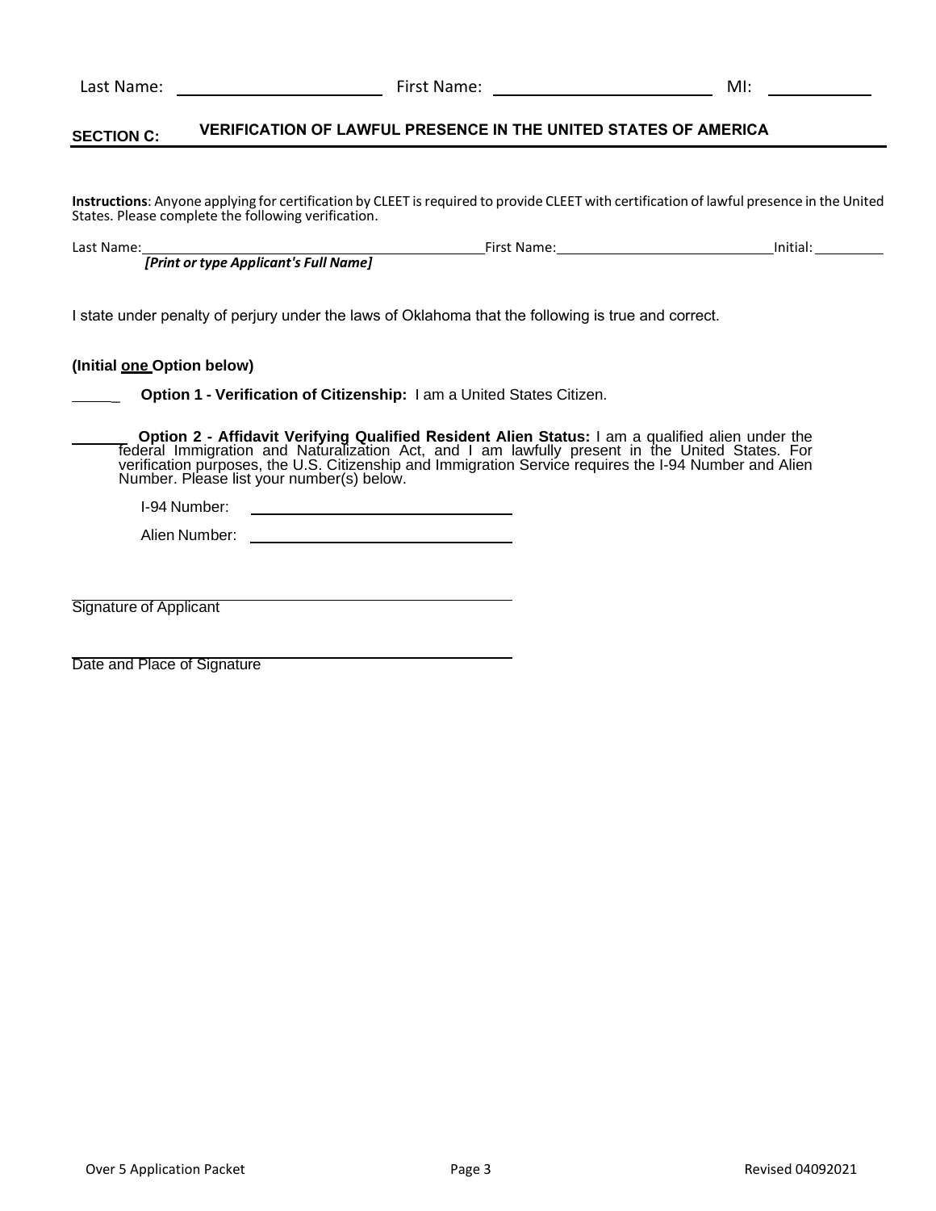Last Name: ______________________ First Name: ______________________ MI: __________

## SECTION C: VERIFICATION OF LAWFUL PRESENCE IN THE UNITED STATES OF AMERICA

**Instructions**: Anyone applying for certification by CLEET is required to provide CLEET with certification of lawful presence in the United States. Please complete the following verification.

Last Name: ________________________________________ First Name: ___________________________ Initial: ________

***[Print or type Applicant's Full Name]***

I state under penalty of perjury under the laws of Oklahoma that the following is true and correct.

**(Initial <u>one</u> Option below)**

______ **Option 1 - Verification of Citizenship:** I am a United States Citizen.

______ **Option 2 - Affidavit Verifying Qualified Resident Alien Status:** I am a qualified alien under the federal Immigration and Naturalization Act, and I am lawfully present in the United States. For verification purposes, the U.S. Citizenship and Immigration Service requires the I-94 Number and Alien Number. Please list your number(s) below.

I-94 Number: ______________________________

Alien Number: ______________________________

______________________________________________
Signature of Applicant

______________________________________________
Date and Place of Signature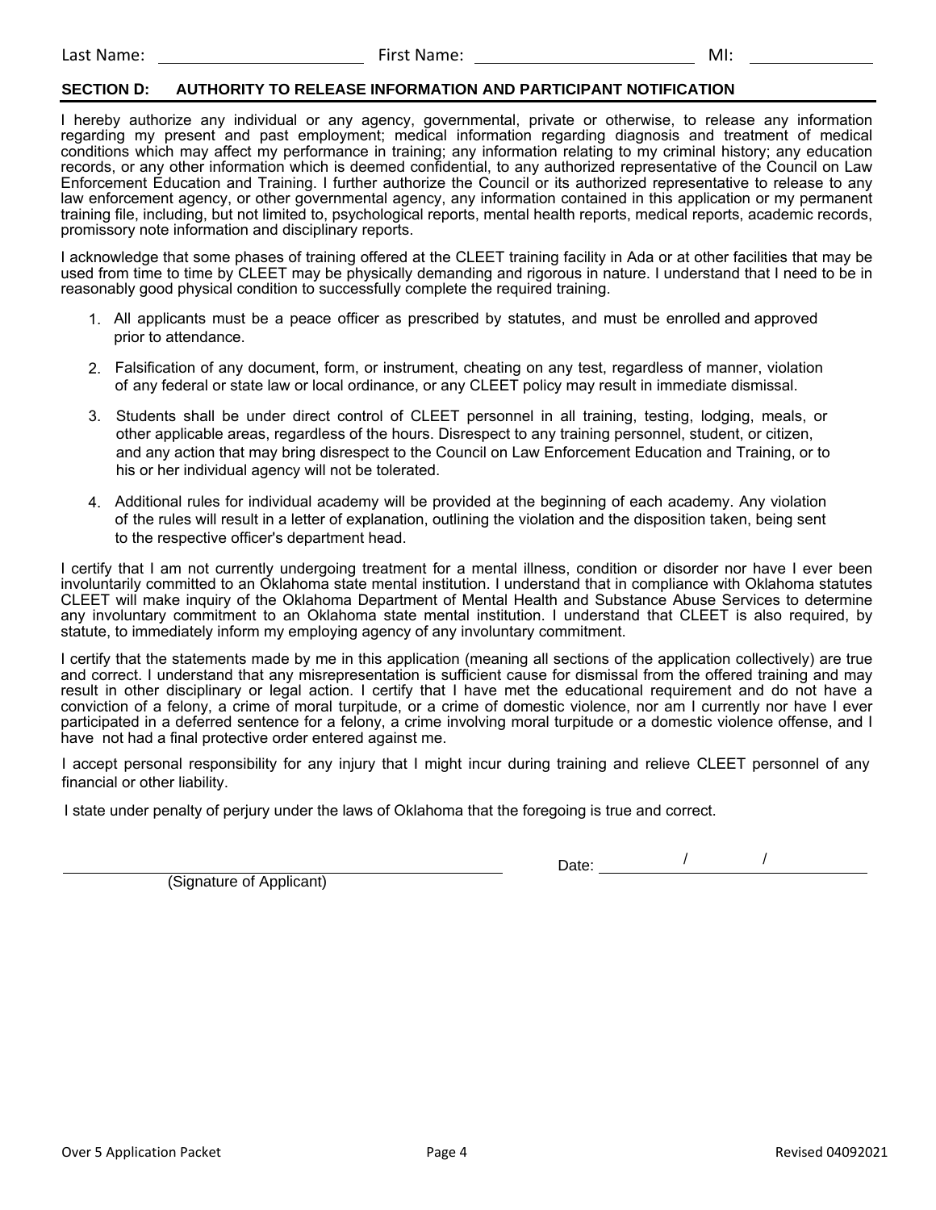Last Name: ______________________ First Name: ______________________ MI: __________

## SECTION D: AUTHORITY TO RELEASE INFORMATION AND PARTICIPANT NOTIFICATION

I hereby authorize any individual or any agency, governmental, private or otherwise, to release any information regarding my present and past employment; medical information regarding diagnosis and treatment of medical conditions which may affect my performance in training; any information relating to my criminal history; any education records, or any other information which is deemed confidential, to any authorized representative of the Council on Law Enforcement Education and Training. I further authorize the Council or its authorized representative to release to any law enforcement agency, or other governmental agency, any information contained in this application or my permanent training file, including, but not limited to, psychological reports, mental health reports, medical reports, academic records, promissory note information and disciplinary reports.

I acknowledge that some phases of training offered at the CLEET training facility in Ada or at other facilities that may be used from time to time by CLEET may be physically demanding and rigorous in nature. I understand that I need to be in reasonably good physical condition to successfully complete the required training.

1. All applicants must be a peace officer as prescribed by statutes, and must be enrolled and approved prior to attendance.
2. Falsification of any document, form, or instrument, cheating on any test, regardless of manner, violation of any federal or state law or local ordinance, or any CLEET policy may result in immediate dismissal.
3. Students shall be under direct control of CLEET personnel in all training, testing, lodging, meals, or other applicable areas, regardless of the hours. Disrespect to any training personnel, student, or citizen, and any action that may bring disrespect to the Council on Law Enforcement Education and Training, or to his or her individual agency will not be tolerated.
4. Additional rules for individual academy will be provided at the beginning of each academy. Any violation of the rules will result in a letter of explanation, outlining the violation and the disposition taken, being sent to the respective officer's department head.

I certify that I am not currently undergoing treatment for a mental illness, condition or disorder nor have I ever been involuntarily committed to an Oklahoma state mental institution. I understand that in compliance with Oklahoma statutes CLEET will make inquiry of the Oklahoma Department of Mental Health and Substance Abuse Services to determine any involuntary commitment to an Oklahoma state mental institution. I understand that CLEET is also required, by statute, to immediately inform my employing agency of any involuntary commitment.

I certify that the statements made by me in this application (meaning all sections of the application collectively) are true and correct. I understand that any misrepresentation is sufficient cause for dismissal from the offered training and may result in other disciplinary or legal action. I certify that I have met the educational requirement and do not have a conviction of a felony, a crime of moral turpitude, or a crime of domestic violence, nor am I currently nor have I ever participated in a deferred sentence for a felony, a crime involving moral turpitude or a domestic violence offense, and I have not had a final protective order entered against me.

I accept personal responsibility for any injury that I might incur during training and relieve CLEET personnel of any financial or other liability.

I state under penalty of perjury under the laws of Oklahoma that the foregoing is true and correct.

______________________________________ Date: ______ / ______ / ______

(Signature of Applicant)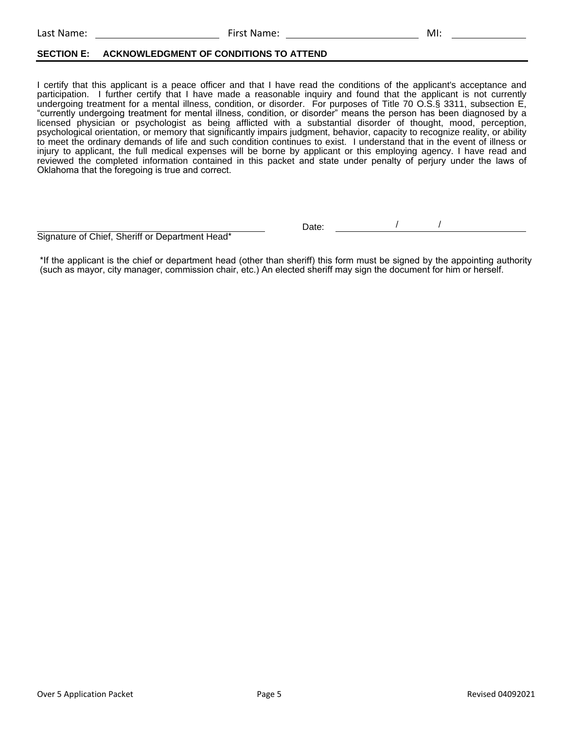Last Name: ______________________ First Name: ______________________ MI: ____________

## SECTION E: ACKNOWLEDGMENT OF CONDITIONS TO ATTEND

I certify that this applicant is a peace officer and that I have read the conditions of the applicant's acceptance and participation. I further certify that I have made a reasonable inquiry and found that the applicant is not currently undergoing treatment for a mental illness, condition, or disorder. For purposes of Title 70 O.S.§ 3311, subsection E, "currently undergoing treatment for mental illness, condition, or disorder" means the person has been diagnosed by a licensed physician or psychologist as being afflicted with a substantial disorder of thought, mood, perception, psychological orientation, or memory that significantly impairs judgment, behavior, capacity to recognize reality, or ability to meet the ordinary demands of life and such condition continues to exist. I understand that in the event of illness or injury to applicant, the full medical expenses will be borne by applicant or this employing agency. I have read and reviewed the completed information contained in this packet and state under penalty of perjury under the laws of Oklahoma that the foregoing is true and correct.

____________________________________________ Date: ________ / ________ / ________

Signature of Chief, Sheriff or Department Head*

*If the applicant is the chief or department head (other than sheriff) this form must be signed by the appointing authority (such as mayor, city manager, commission chair, etc.) An elected sheriff may sign the document for him or herself.